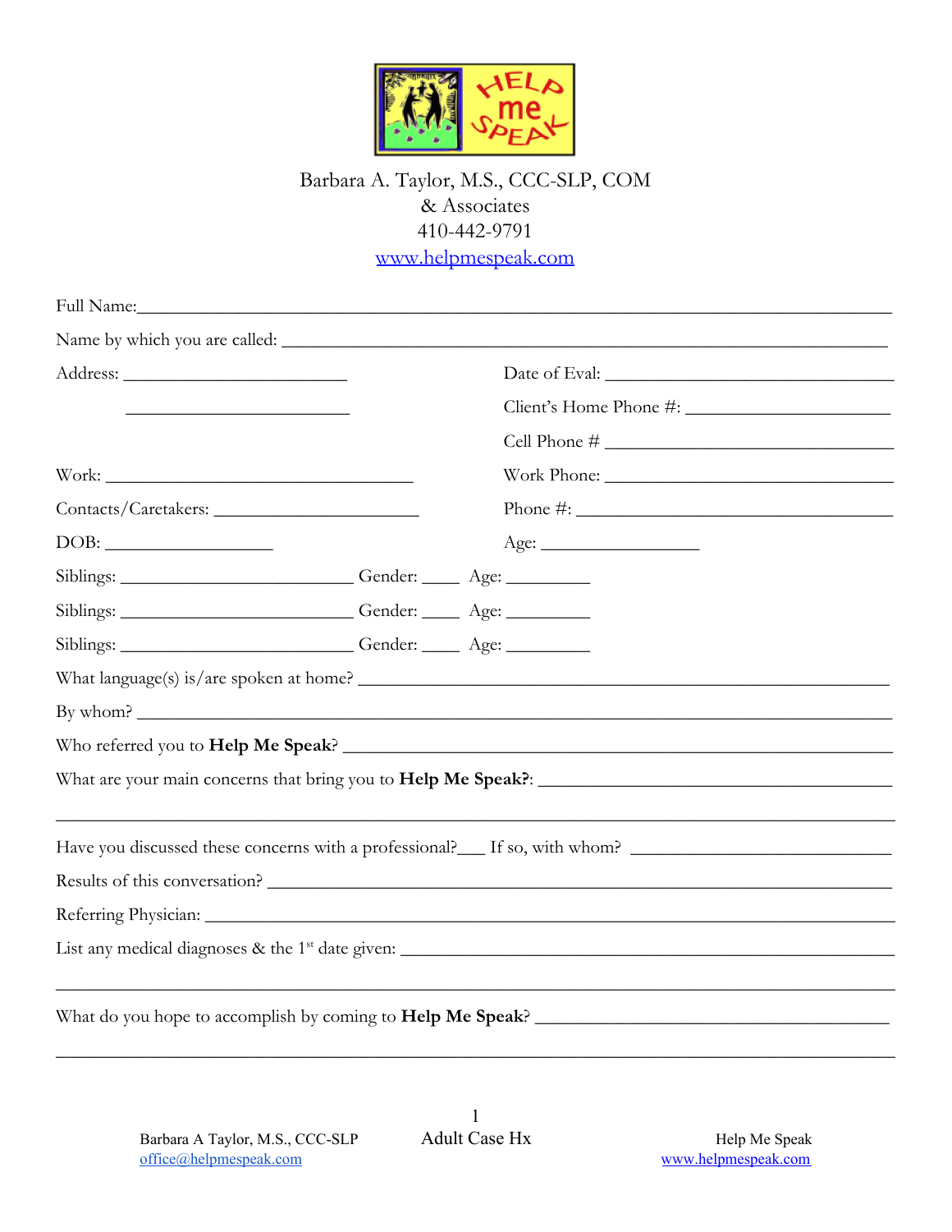Barbara A. Taylor, M.S., CCC-SLP, COM
& Associates
410-442-9791
www.helpmespeak.com

Full Name:_______________________________________________________________________________

Name by which you are called: ___________________________________________________________

Address: _________________________ Date of Eval: _________________________________

_________________________ Client's Home Phone #: _______________________

Cell Phone # _________________________________

Work: ___________________________________ Work Phone: _________________________________

Contacts/Caretakers: _______________________ Phone #: ____________________________________

DOB: ___________________ Age: _________________

Siblings: __________________________ Gender: ____ Age: _________

Siblings: __________________________ Gender: ____ Age: _________

Siblings: __________________________ Gender: ____ Age: _________

What language(s) is/are spoken at home? ___________________________________________________

By whom? ____________________________________________________________________________

Who referred you to **Help Me Speak**? _____________________________________________________

What are your main concerns that bring you to **Help Me Speak?**: _______________________________

________________________________________________________________________________________

Have you discussed these concerns with a professional?___ If so, with whom? _____________________

Results of this conversation? _____________________________________________________________

Referring Physician: ____________________________________________________________________

List any medical diagnoses & the 1st date given: _____________________________________________

________________________________________________________________________________________

What do you hope to accomplish by coming to **Help Me Speak**? _______________________________

________________________________________________________________________________________

Barbara A Taylor, M.S., CCC-SLP
office@helpmespeak.com

Adult Case Hx

Help Me Speak
www.helpmespeak.com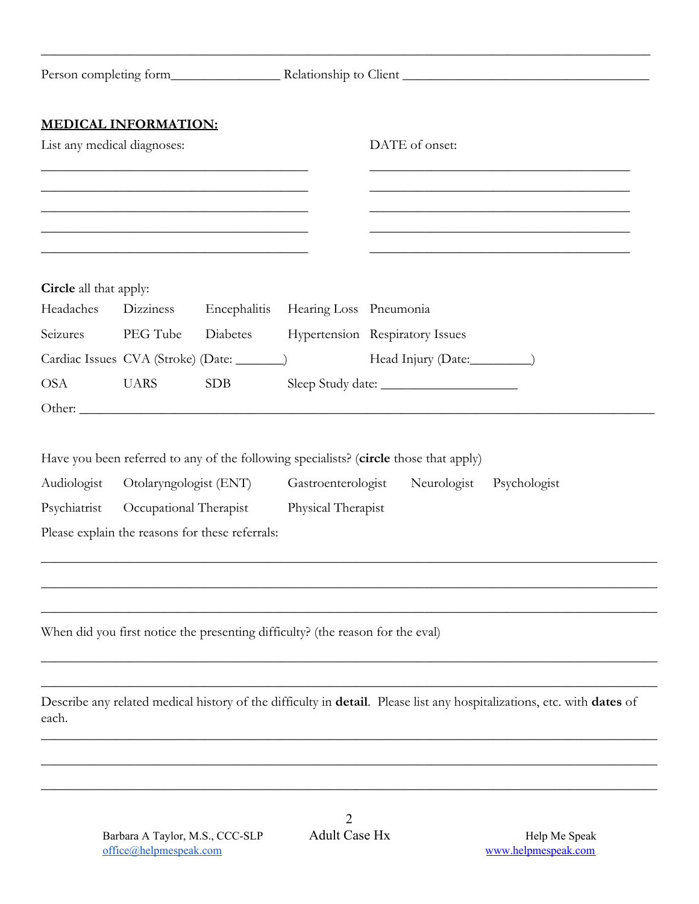______________________________________________________________________________

Person completing form________________ Relationship to Client ___________________________________

**MEDICAL INFORMATION:**

List any medical diagnoses: DATE of onset:

_______________________________________ _______________________________________

_______________________________________ _______________________________________

_______________________________________ _______________________________________

_______________________________________ _______________________________________

_______________________________________ _______________________________________

**Circle** all that apply:

| | | | | |
|---|---|---|---|---|
| Headaches | Dizziness | Encephalitis | Hearing Loss | Pneumonia |
| Seizures | PEG Tube | Diabetes | Hypertension | Respiratory Issues |
| Cardiac Issues | CVA (Stroke) (Date: _______) | | | Head Injury (Date:_________) |
| OSA | UARS | SDB | Sleep Study date: ____________________ | |

Other: ________________________________________________________________________________

Have you been referred to any of the following specialists? (**circle** those that apply)

| | | | | |
|---|---|---|---|---|
| Audiologist | Otolaryngologist (ENT) | Gastroenterologist | Neurologist | Psychologist |
| Psychiatrist | Occupational Therapist | Physical Therapist | | |

Please explain the reasons for these referrals:

______________________________________________________________________________

______________________________________________________________________________

______________________________________________________________________________

When did you first notice the presenting difficulty? (the reason for the eval)

______________________________________________________________________________

______________________________________________________________________________

Describe any related medical history of the difficulty in **detail**. Please list any hospitalizations, etc. with **dates** of each.

______________________________________________________________________________

______________________________________________________________________________

______________________________________________________________________________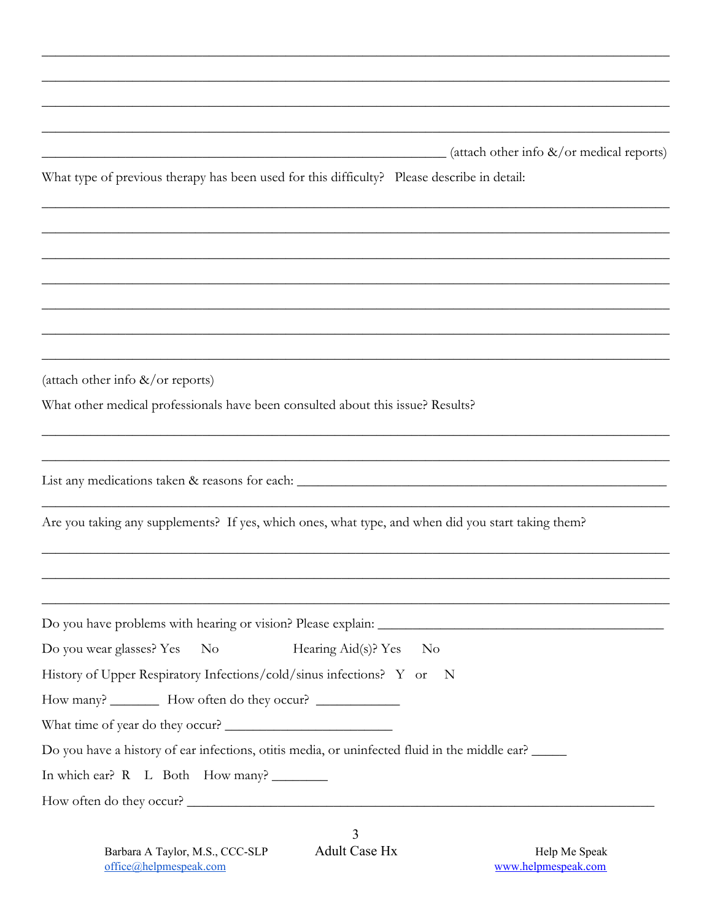\_\_\_\_\_\_\_\_\_\_\_\_\_\_\_\_\_\_\_\_\_\_\_\_\_\_\_\_\_\_\_\_\_\_\_\_\_\_\_\_\_\_\_\_\_\_\_\_\_\_\_\_\_\_\_\_\_\_\_\_\_\_\_\_\_\_\_\_\_\_\_\_\_\_\_\_\_\_

\_\_\_\_\_\_\_\_\_\_\_\_\_\_\_\_\_\_\_\_\_\_\_\_\_\_\_\_\_\_\_\_\_\_\_\_\_\_\_\_\_\_\_\_\_\_\_\_\_\_\_\_\_\_\_\_\_\_\_\_\_\_\_\_\_\_\_\_\_\_\_\_\_\_\_\_\_\_

\_\_\_\_\_\_\_\_\_\_\_\_\_\_\_\_\_\_\_\_\_\_\_\_\_\_\_\_\_\_\_\_\_\_\_\_\_\_\_\_\_\_\_\_\_\_\_\_\_\_\_\_\_\_\_\_\_\_\_\_\_\_\_\_\_\_\_\_\_\_\_\_\_\_\_\_\_\_

\_\_\_\_\_\_\_\_\_\_\_\_\_\_\_\_\_\_\_\_\_\_\_\_\_\_\_\_\_\_\_\_\_\_\_\_\_\_\_\_\_\_\_\_\_\_\_\_\_\_\_\_\_\_\_\_\_\_\_\_\_\_\_\_\_\_\_\_\_\_\_\_\_\_\_\_\_\_

\_\_\_\_\_\_\_\_\_\_\_\_\_\_\_\_\_\_\_\_\_\_\_\_\_\_\_\_\_\_\_\_\_\_\_\_\_\_\_\_\_\_\_\_\_\_\_\_\_\_\_\_\_\_\_\_\_\_ (attach other info &/or medical reports)

What type of previous therapy has been used for this difficulty? Please describe in detail:

\_\_\_\_\_\_\_\_\_\_\_\_\_\_\_\_\_\_\_\_\_\_\_\_\_\_\_\_\_\_\_\_\_\_\_\_\_\_\_\_\_\_\_\_\_\_\_\_\_\_\_\_\_\_\_\_\_\_\_\_\_\_\_\_\_\_\_\_\_\_\_\_\_\_\_\_\_\_

\_\_\_\_\_\_\_\_\_\_\_\_\_\_\_\_\_\_\_\_\_\_\_\_\_\_\_\_\_\_\_\_\_\_\_\_\_\_\_\_\_\_\_\_\_\_\_\_\_\_\_\_\_\_\_\_\_\_\_\_\_\_\_\_\_\_\_\_\_\_\_\_\_\_\_\_\_\_

\_\_\_\_\_\_\_\_\_\_\_\_\_\_\_\_\_\_\_\_\_\_\_\_\_\_\_\_\_\_\_\_\_\_\_\_\_\_\_\_\_\_\_\_\_\_\_\_\_\_\_\_\_\_\_\_\_\_\_\_\_\_\_\_\_\_\_\_\_\_\_\_\_\_\_\_\_\_

\_\_\_\_\_\_\_\_\_\_\_\_\_\_\_\_\_\_\_\_\_\_\_\_\_\_\_\_\_\_\_\_\_\_\_\_\_\_\_\_\_\_\_\_\_\_\_\_\_\_\_\_\_\_\_\_\_\_\_\_\_\_\_\_\_\_\_\_\_\_\_\_\_\_\_\_\_\_

\_\_\_\_\_\_\_\_\_\_\_\_\_\_\_\_\_\_\_\_\_\_\_\_\_\_\_\_\_\_\_\_\_\_\_\_\_\_\_\_\_\_\_\_\_\_\_\_\_\_\_\_\_\_\_\_\_\_\_\_\_\_\_\_\_\_\_\_\_\_\_\_\_\_\_\_\_\_

\_\_\_\_\_\_\_\_\_\_\_\_\_\_\_\_\_\_\_\_\_\_\_\_\_\_\_\_\_\_\_\_\_\_\_\_\_\_\_\_\_\_\_\_\_\_\_\_\_\_\_\_\_\_\_\_\_\_\_\_\_\_\_\_\_\_\_\_\_\_\_\_\_\_\_\_\_\_

\_\_\_\_\_\_\_\_\_\_\_\_\_\_\_\_\_\_\_\_\_\_\_\_\_\_\_\_\_\_\_\_\_\_\_\_\_\_\_\_\_\_\_\_\_\_\_\_\_\_\_\_\_\_\_\_\_\_\_\_\_\_\_\_\_\_\_\_\_\_\_\_\_\_\_\_\_\_

(attach other info &/or reports)

What other medical professionals have been consulted about this issue? Results?

\_\_\_\_\_\_\_\_\_\_\_\_\_\_\_\_\_\_\_\_\_\_\_\_\_\_\_\_\_\_\_\_\_\_\_\_\_\_\_\_\_\_\_\_\_\_\_\_\_\_\_\_\_\_\_\_\_\_\_\_\_\_\_\_\_\_\_\_\_\_\_\_\_\_\_\_\_\_

\_\_\_\_\_\_\_\_\_\_\_\_\_\_\_\_\_\_\_\_\_\_\_\_\_\_\_\_\_\_\_\_\_\_\_\_\_\_\_\_\_\_\_\_\_\_\_\_\_\_\_\_\_\_\_\_\_\_\_\_\_\_\_\_\_\_\_\_\_\_\_\_\_\_\_\_\_\_

List any medications taken & reasons for each: \_\_\_\_\_\_\_\_\_\_\_\_\_\_\_\_\_\_\_\_\_\_\_\_\_\_\_\_\_\_\_\_\_\_\_\_\_\_\_\_\_\_\_\_\_\_\_\_\_\_

\_\_\_\_\_\_\_\_\_\_\_\_\_\_\_\_\_\_\_\_\_\_\_\_\_\_\_\_\_\_\_\_\_\_\_\_\_\_\_\_\_\_\_\_\_\_\_\_\_\_\_\_\_\_\_\_\_\_\_\_\_\_\_\_\_\_\_\_\_\_\_\_\_\_\_\_\_\_

Are you taking any supplements? If yes, which ones, what type, and when did you start taking them?

\_\_\_\_\_\_\_\_\_\_\_\_\_\_\_\_\_\_\_\_\_\_\_\_\_\_\_\_\_\_\_\_\_\_\_\_\_\_\_\_\_\_\_\_\_\_\_\_\_\_\_\_\_\_\_\_\_\_\_\_\_\_\_\_\_\_\_\_\_\_\_\_\_\_\_\_\_\_

\_\_\_\_\_\_\_\_\_\_\_\_\_\_\_\_\_\_\_\_\_\_\_\_\_\_\_\_\_\_\_\_\_\_\_\_\_\_\_\_\_\_\_\_\_\_\_\_\_\_\_\_\_\_\_\_\_\_\_\_\_\_\_\_\_\_\_\_\_\_\_\_\_\_\_\_\_\_

\_\_\_\_\_\_\_\_\_\_\_\_\_\_\_\_\_\_\_\_\_\_\_\_\_\_\_\_\_\_\_\_\_\_\_\_\_\_\_\_\_\_\_\_\_\_\_\_\_\_\_\_\_\_\_\_\_\_\_\_\_\_\_\_\_\_\_\_\_\_\_\_\_\_\_\_\_\_

Do you have problems with hearing or vision? Please explain: \_\_\_\_\_\_\_\_\_\_\_\_\_\_\_\_\_\_\_\_\_\_\_\_\_\_\_\_\_\_\_\_\_\_\_\_\_\_\_\_

Do you wear glasses? Yes No Hearing Aid(s)? Yes No

History of Upper Respiratory Infections/cold/sinus infections? Y or N

How many? \_\_\_\_\_\_\_ How often do they occur? \_\_\_\_\_\_\_\_\_\_\_\_

What time of year do they occur? \_\_\_\_\_\_\_\_\_\_\_\_\_\_\_\_\_\_\_\_\_\_\_\_

Do you have a history of ear infections, otitis media, or uninfected fluid in the middle ear? \_\_\_\_\_

In which ear? R L Both How many? \_\_\_\_\_\_\_\_

How often do they occur? \_\_\_\_\_\_\_\_\_\_\_\_\_\_\_\_\_\_\_\_\_\_\_\_\_\_\_\_\_\_\_\_\_\_\_\_\_\_\_\_\_\_\_\_\_\_\_\_\_\_\_\_\_\_\_\_\_\_\_\_\_\_\_\_\_\_\_\_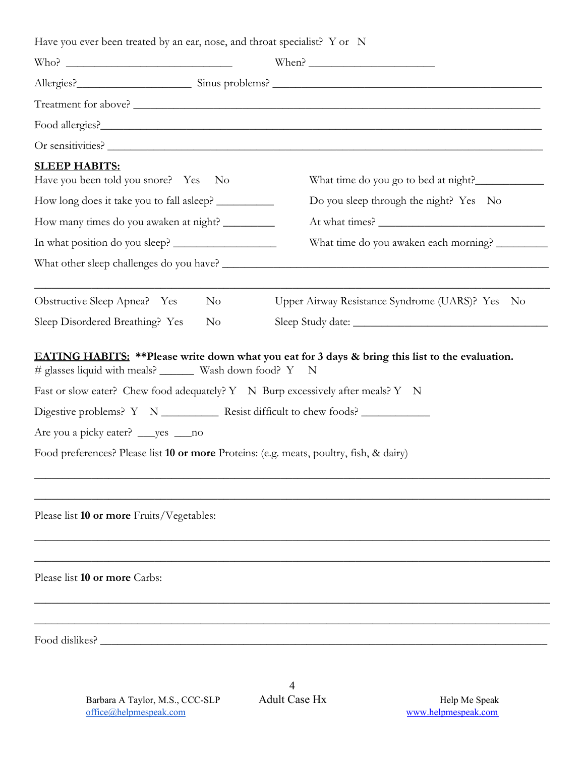Have you ever been treated by an ear, nose, and throat specialist? Y or N

Who? ______________________________ When? ______________________

Allergies?____________________ Sinus problems? ________________________________________________

Treatment for above? ________________________________________________________________________

Food allergies?______________________________________________________________________________

Or sensitivities? _____________________________________________________________________________

**<u>SLEEP HABITS:</u>**

Have you been told you snore? Yes No

What time do you go to bed at night?____________

How long does it take you to fall asleep? __________

Do you sleep through the night? Yes No

How many times do you awaken at night? _________

At what times? ______________________________

In what position do you sleep? __________________

What time do you awaken each morning? _________

What other sleep challenges do you have? _________________________________________________________

_____________________________________________________________________________________________

Obstructive Sleep Apnea? Yes No

Upper Airway Resistance Syndrome (UARS)? Yes No

Sleep Disordered Breathing? Yes No

Sleep Study date: ___________________________________

**<u>EATING HABITS:</u> \*\*Please write down what you eat for 3 days & bring this list to the evaluation.**

# glasses liquid with meals? ______ Wash down food? Y N

Fast or slow eater? Chew food adequately? Y N Burp excessively after meals? Y N

Digestive problems? Y N __________ Resist difficult to chew foods? ____________

Are you a picky eater? ___yes ___no

Food preferences? Please list **10 or more** Proteins: (e.g. meats, poultry, fish, & dairy)

_____________________________________________________________________________________________

_____________________________________________________________________________________________

Please list **10 or more** Fruits/Vegetables:

_____________________________________________________________________________________________

_____________________________________________________________________________________________

Please list **10 or more** Carbs:

_____________________________________________________________________________________________

_____________________________________________________________________________________________

Food dislikes? _______________________________________________________________________________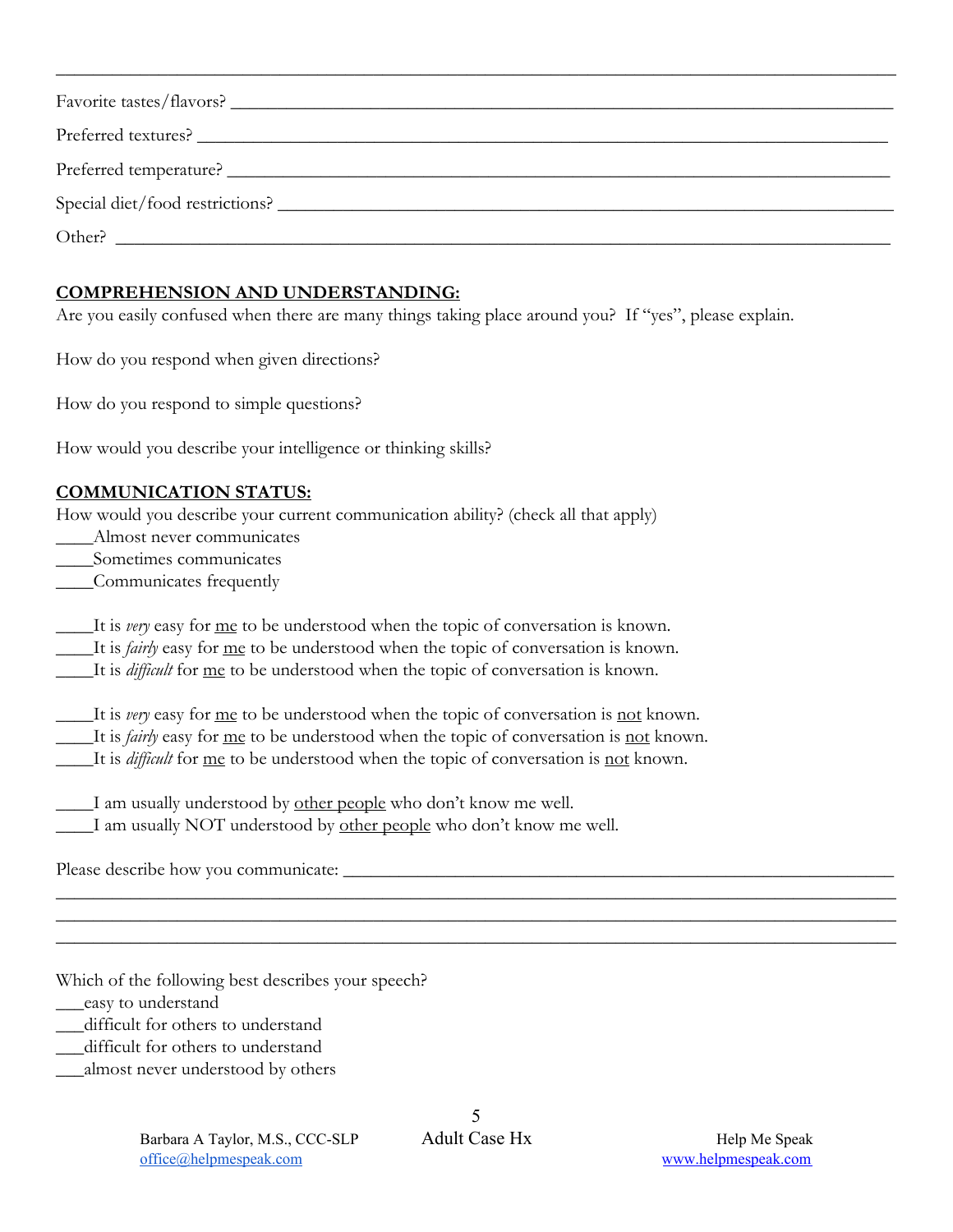______________________________________________________________________________

Favorite tastes/flavors? ______________________________________________________________

Preferred textures? __________________________________________________________________

Preferred temperature? ______________________________________________________________

Special diet/food restrictions? ________________________________________________________

Other? _____________________________________________________________________________

**<u>COMPREHENSION AND UNDERSTANDING:</u>**

Are you easily confused when there are many things taking place around you? If "yes", please explain.

How do you respond when given directions?

How do you respond to simple questions?

How would you describe your intelligence or thinking skills?

**<u>COMMUNICATION STATUS:</u>**

How would you describe your current communication ability? (check all that apply)

____Almost never communicates
____Sometimes communicates
____Communicates frequently

____It is *very* easy for <u>me</u> to be understood when the topic of conversation is known.
____It is *fairly* easy for <u>me</u> to be understood when the topic of conversation is known.
____It is *difficult* for <u>me</u> to be understood when the topic of conversation is known.

____It is *very* easy for <u>me</u> to be understood when the topic of conversation is <u>not</u> known.
____It is *fairly* easy for <u>me</u> to be understood when the topic of conversation is <u>not</u> known.
____It is *difficult* for <u>me</u> to be understood when the topic of conversation is <u>not</u> known.

____I am usually understood by <u>other people</u> who don't know me well.
____I am usually NOT understood by <u>other people</u> who don't know me well.

Please describe how you communicate: ________________________________________________
______________________________________________________________________________
______________________________________________________________________________
______________________________________________________________________________

Which of the following best describes your speech?

___easy to understand
___difficult for others to understand
___difficult for others to understand
___almost never understood by others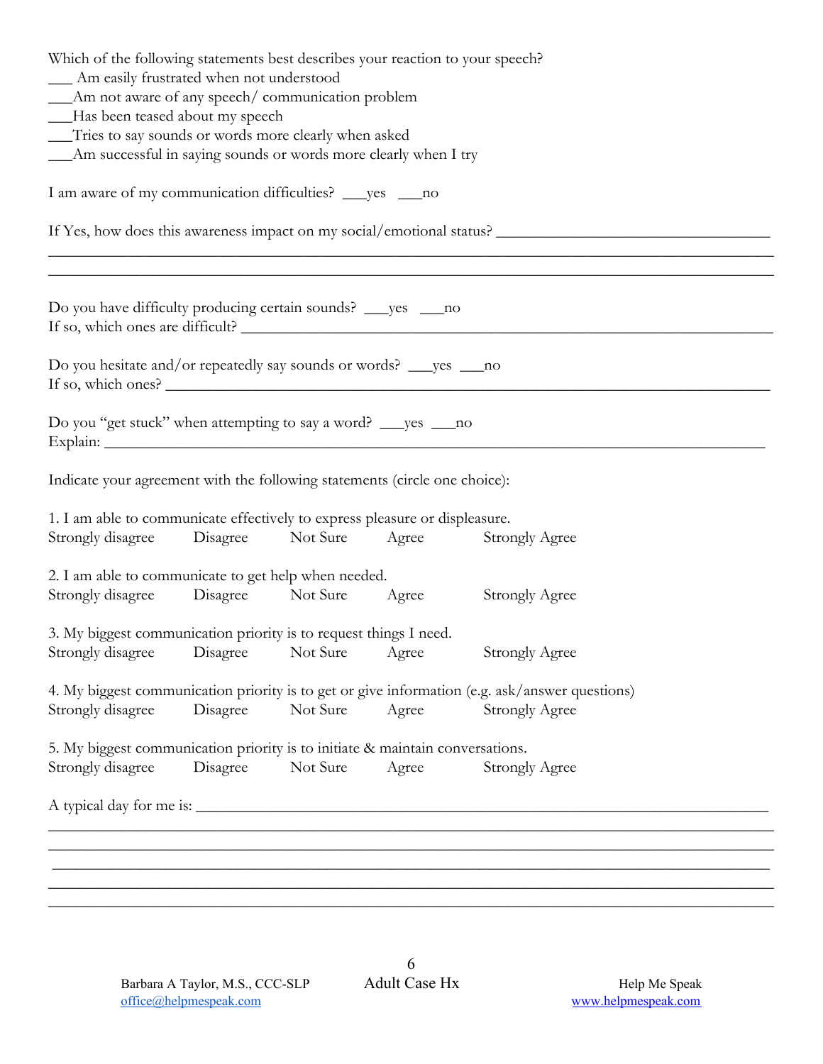Which of the following statements best describes your reaction to your speech?
___ Am easily frustrated when not understood
___Am not aware of any speech/ communication problem
___Has been teased about my speech
___Tries to say sounds or words more clearly when asked
___Am successful in saying sounds or words more clearly when I try

I am aware of my communication difficulties? ___yes ___no

If Yes, how does this awareness impact on my social/emotional status? ___________________________________
______________________________________________________________________________________________
______________________________________________________________________________________________

Do you have difficulty producing certain sounds? ___yes ___no
If so, which ones are difficult? _______________________________________________________________________

Do you hesitate and/or repeatedly say sounds or words? ___yes ___no
If so, which ones? ______________________________________________________________________________

Do you "get stuck" when attempting to say a word? ___yes ___no
Explain: _______________________________________________________________________________________

Indicate your agreement with the following statements (circle one choice):

1. I am able to communicate effectively to express pleasure or displeasure.
Strongly disagree    Disagree    Not Sure    Agree    Strongly Agree

2. I am able to communicate to get help when needed.
Strongly disagree    Disagree    Not Sure    Agree    Strongly Agree

3. My biggest communication priority is to request things I need.
Strongly disagree    Disagree    Not Sure    Agree    Strongly Agree

4. My biggest communication priority is to get or give information (e.g. ask/answer questions)
Strongly disagree    Disagree    Not Sure    Agree    Strongly Agree

5. My biggest communication priority is to initiate & maintain conversations.
Strongly disagree    Disagree    Not Sure    Agree    Strongly Agree

A typical day for me is: ___________________________________________________________________________
______________________________________________________________________________________________
______________________________________________________________________________________________
______________________________________________________________________________________________
______________________________________________________________________________________________
______________________________________________________________________________________________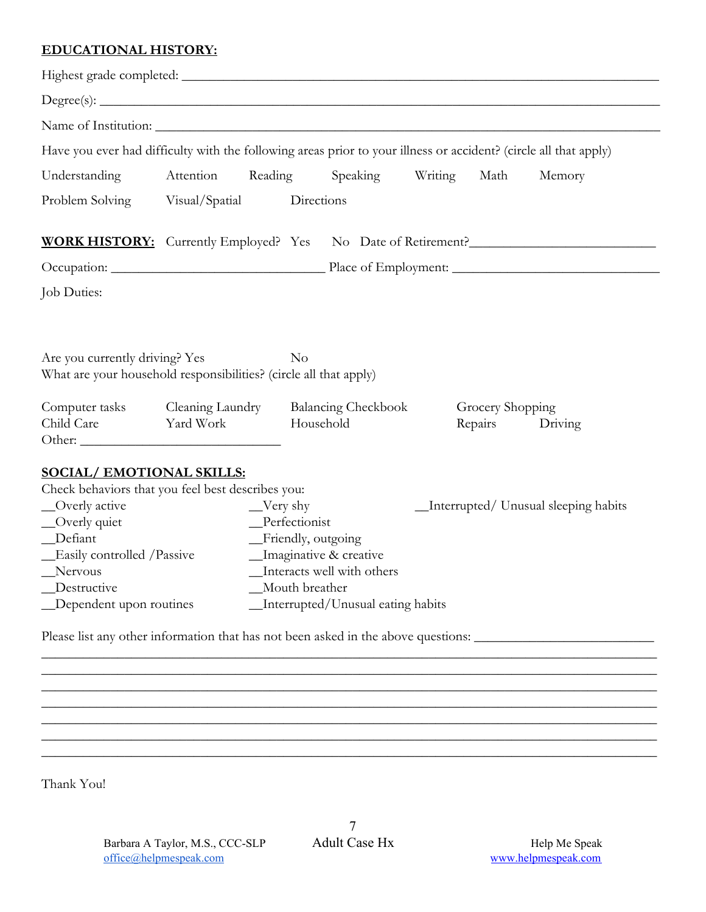**EDUCATIONAL HISTORY:**

Highest grade completed: ___________________________________________________________________

Degree(s): ________________________________________________________________________________

Name of Institution: _______________________________________________________________________

Have you ever had difficulty with the following areas prior to your illness or accident? (circle all that apply)

Understanding    Attention    Reading    Speaking    Writing    Math    Memory

Problem Solving    Visual/Spatial    Directions

**WORK HISTORY:** Currently Employed? Yes    No    Date of Retirement?__________________________

Occupation: ______________________________ Place of Employment: ______________________________

Job Duties:

Are you currently driving? Yes    No

What are your household responsibilities? (circle all that apply)

Computer tasks    Cleaning Laundry    Balancing Checkbook    Grocery Shopping

Child Care    Yard Work    Household    Repairs    Driving

Other: ____________________________

**SOCIAL/ EMOTIONAL SKILLS:**

Check behaviors that you feel best describes you:

__Overly active

__Overly quiet

__Defiant

__Easily controlled /Passive

__Nervous

__Destructive

__Dependent upon routines

__Very shy

__Perfectionist

__Friendly, outgoing

__Imaginative & creative

__Interacts well with others

__Mouth breather

__Interrupted/Unusual eating habits

__Interrupted/ Unusual sleeping habits

Please list any other information that has not been asked in the above questions: _________________________

_____________________________________________________________________________________________

_____________________________________________________________________________________________

_____________________________________________________________________________________________

_____________________________________________________________________________________________

_____________________________________________________________________________________________

_____________________________________________________________________________________________

_____________________________________________________________________________________________

Thank You!